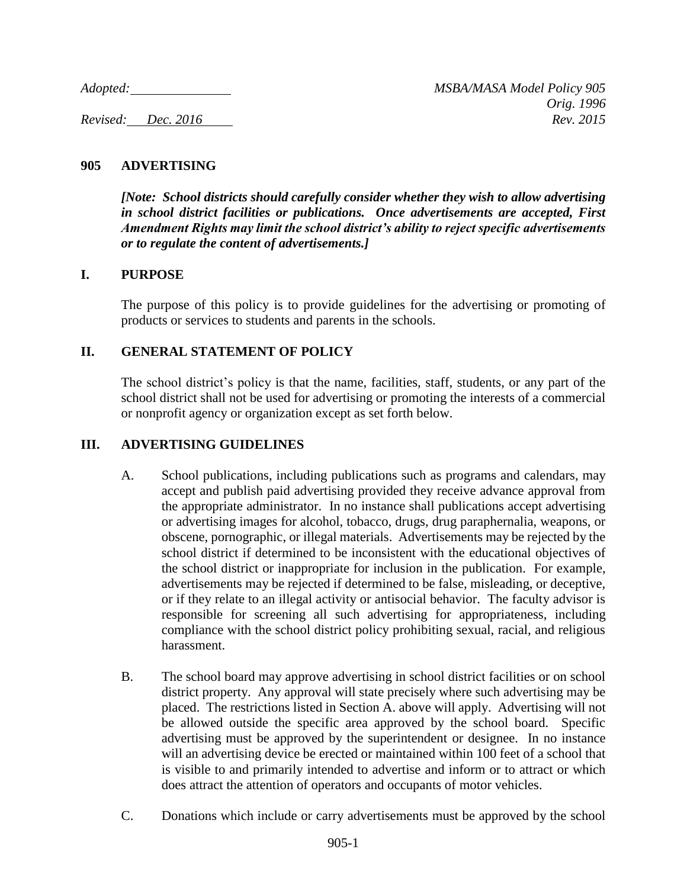*Adopted:* _______________ *MSBA/MASA Model Policy 905*
*Orig. 1996*
*Revised: Dec. 2016* *Rev. 2015*

## 905 ADVERTISING

***[Note: School districts should carefully consider whether they wish to allow advertising in school district facilities or publications. Once advertisements are accepted, First Amendment Rights may limit the school district's ability to reject specific advertisements or to regulate the content of advertisements.]***

### I. PURPOSE

The purpose of this policy is to provide guidelines for the advertising or promoting of products or services to students and parents in the schools.

### II. GENERAL STATEMENT OF POLICY

The school district's policy is that the name, facilities, staff, students, or any part of the school district shall not be used for advertising or promoting the interests of a commercial or nonprofit agency or organization except as set forth below.

### III. ADVERTISING GUIDELINES

A. School publications, including publications such as programs and calendars, may accept and publish paid advertising provided they receive advance approval from the appropriate administrator. In no instance shall publications accept advertising or advertising images for alcohol, tobacco, drugs, drug paraphernalia, weapons, or obscene, pornographic, or illegal materials. Advertisements may be rejected by the school district if determined to be inconsistent with the educational objectives of the school district or inappropriate for inclusion in the publication. For example, advertisements may be rejected if determined to be false, misleading, or deceptive, or if they relate to an illegal activity or antisocial behavior. The faculty advisor is responsible for screening all such advertising for appropriateness, including compliance with the school district policy prohibiting sexual, racial, and religious harassment.

B. The school board may approve advertising in school district facilities or on school district property. Any approval will state precisely where such advertising may be placed. The restrictions listed in Section A. above will apply. Advertising will not be allowed outside the specific area approved by the school board. Specific advertising must be approved by the superintendent or designee. In no instance will an advertising device be erected or maintained within 100 feet of a school that is visible to and primarily intended to advertise and inform or to attract or which does attract the attention of operators and occupants of motor vehicles.

C. Donations which include or carry advertisements must be approved by the school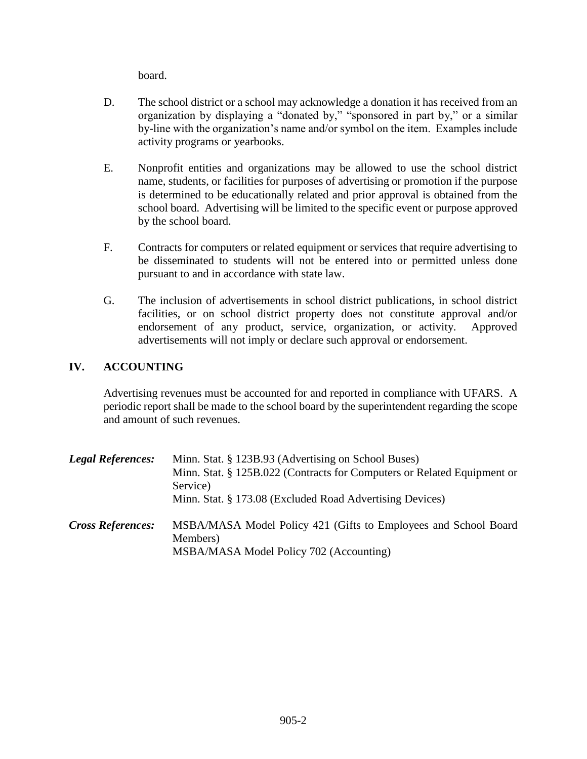board.

D. The school district or a school may acknowledge a donation it has received from an organization by displaying a "donated by," "sponsored in part by," or a similar by-line with the organization's name and/or symbol on the item. Examples include activity programs or yearbooks.

E. Nonprofit entities and organizations may be allowed to use the school district name, students, or facilities for purposes of advertising or promotion if the purpose is determined to be educationally related and prior approval is obtained from the school board. Advertising will be limited to the specific event or purpose approved by the school board.

F. Contracts for computers or related equipment or services that require advertising to be disseminated to students will not be entered into or permitted unless done pursuant to and in accordance with state law.

G. The inclusion of advertisements in school district publications, in school district facilities, or on school district property does not constitute approval and/or endorsement of any product, service, organization, or activity. Approved advertisements will not imply or declare such approval or endorsement.

## IV. ACCOUNTING

Advertising revenues must be accounted for and reported in compliance with UFARS. A periodic report shall be made to the school board by the superintendent regarding the scope and amount of such revenues.

***Legal References:*** Minn. Stat. § 123B.93 (Advertising on School Buses)
Minn. Stat. § 125B.022 (Contracts for Computers or Related Equipment or Service)
Minn. Stat. § 173.08 (Excluded Road Advertising Devices)

***Cross References:*** MSBA/MASA Model Policy 421 (Gifts to Employees and School Board Members)
MSBA/MASA Model Policy 702 (Accounting)